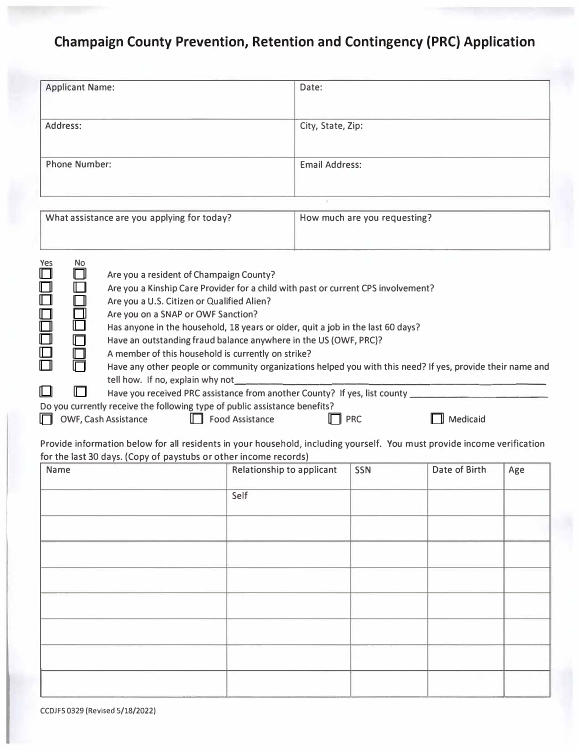# Champaign County Prevention, Retention and Contingency (PRC) Application

| Applicant Name: | Date: |
|---|---|
| Address: | City, State, Zip: |
| Phone Number: | Email Address: |

| What assistance are you applying for today? | How much are you requesting? |
|---|---|
| | |

| Yes | No | |
|---|---|---|
| ☐ | ☐ | Are you a resident of Champaign County? |
| ☐ | ☐ | Are you a Kinship Care Provider for a child with past or current CPS involvement? |
| ☐ | ☐ | Are you a U.S. Citizen or Qualified Alien? |
| ☐ | ☐ | Are you on a SNAP or OWF Sanction? |
| ☐ | ☐ | Has anyone in the household, 18 years or older, quit a job in the last 60 days? |
| ☐ | ☐ | Have an outstanding fraud balance anywhere in the US (OWF, PRC)? |
| ☐ | ☐ | A member of this household is currently on strike? |
| ☐ | ☐ | Have any other people or community organizations helped you with this need? If yes, provide their name and tell how. If no, explain why not________________ |
| ☐ | ☐ | Have you received PRC assistance from another County? If yes, list county ________________ |

Do you currently receive the following type of public assistance benefits?

☐ OWF, Cash Assistance ☐ Food Assistance ☐ PRC ☐ Medicaid

Provide information below for all residents in your household, including yourself. You must provide income verification for the last 30 days. (Copy of paystubs or other income records)

| Name | Relationship to applicant | SSN | Date of Birth | Age |
|---|---|---|---|---|
| | Self | | | |
| | | | | |
| | | | | |
| | | | | |
| | | | | |
| | | | | |
| | | | | |
| | | | | |

CCDJFS 0329 (Revised 5/18/2022)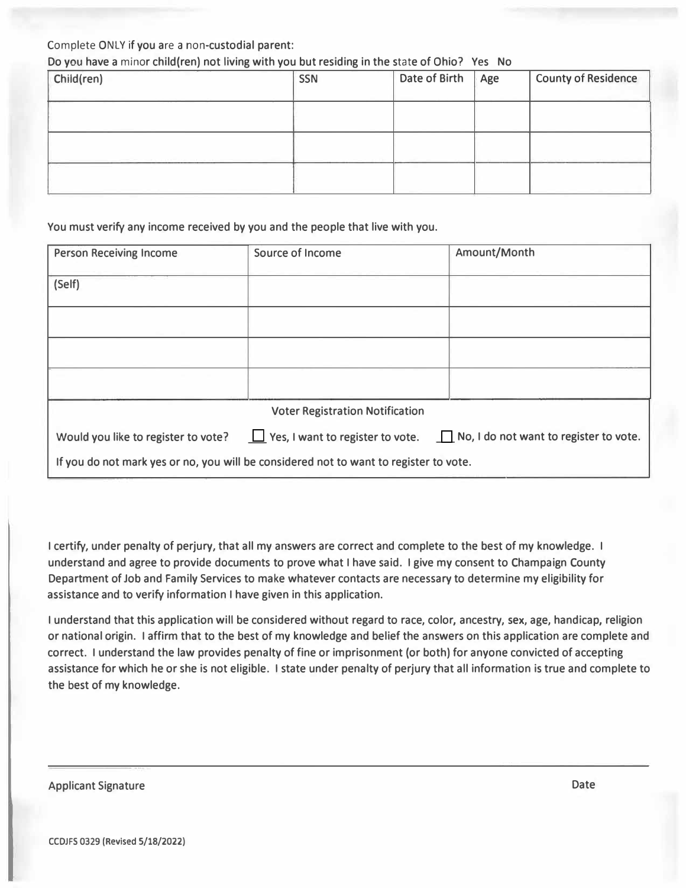Complete ONLY if you are a non-custodial parent:

Do you have a minor child(ren) not living with you but residing in the state of Ohio? Yes No

| Child(ren) | SSN | Date of Birth | Age | County of Residence |
|---|---|---|---|---|
| | | | | |
| | | | | |
| | | | | |

You must verify any income received by you and the people that live with you.

| Person Receiving Income | Source of Income | Amount/Month |
|---|---|---|
| (Self) | | |
| | | |
| | | |
| | | |

**Voter Registration Notification**

Would you like to register to vote? ☐ Yes, I want to register to vote. ☐ No, I do not want to register to vote.

If you do not mark yes or no, you will be considered not to want to register to vote.

I certify, under penalty of perjury, that all my answers are correct and complete to the best of my knowledge. I understand and agree to provide documents to prove what I have said. I give my consent to Champaign County Department of Job and Family Services to make whatever contacts are necessary to determine my eligibility for assistance and to verify information I have given in this application.

I understand that this application will be considered without regard to race, color, ancestry, sex, age, handicap, religion or national origin. I affirm that to the best of my knowledge and belief the answers on this application are complete and correct. I understand the law provides penalty of fine or imprisonment (or both) for anyone convicted of accepting assistance for which he or she is not eligible. I state under penalty of perjury that all information is true and complete to the best of my knowledge.

Applicant Signature Date

CCDJFS 0329 (Revised 5/18/2022)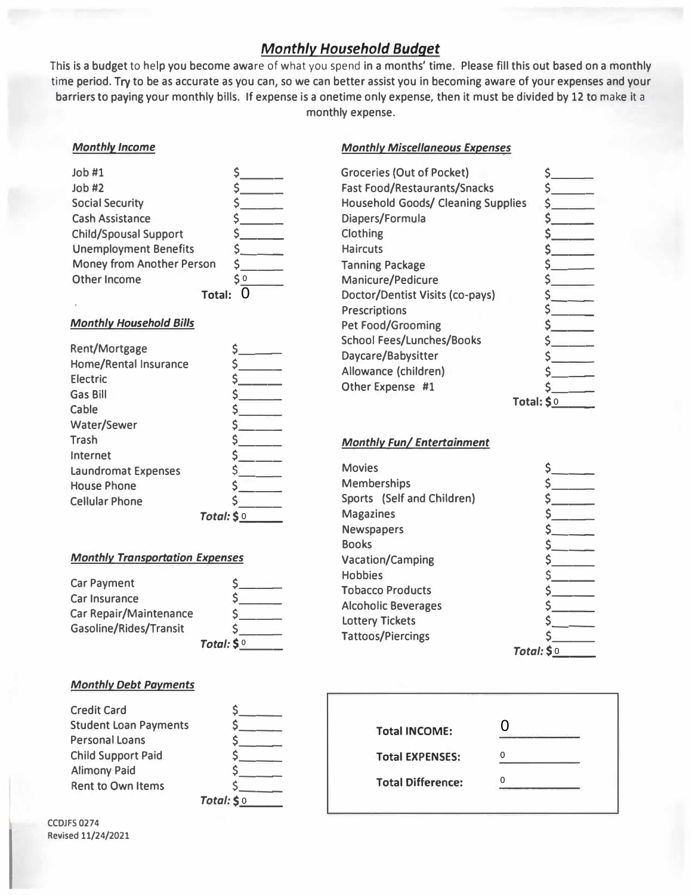# *Monthly Household Budget*

This is a budget to help you become aware of what you spend in a months' time. Please fill this out based on a monthly time period. Try to be as accurate as you can, so we can better assist you in becoming aware of your expenses and your barriers to paying your monthly bills. If expense is a onetime only expense, then it must be divided by 12 to make it a monthly expense.

### *Monthly Income*

| | |
|---|---|
| Job #1 | $______ |
| Job #2 | $______ |
| Social Security | $______ |
| Cash Assistance | $______ |
| Child/Spousal Support | $______ |
| Unemployment Benefits | $______ |
| Money from Another Person | $______ |
| Other Income | $ 0 |
| **Total:** | 0 |

### *Monthly Household Bills*

| | |
|---|---|
| Rent/Mortgage | $______ |
| Home/Rental Insurance | $______ |
| Electric | $______ |
| Gas Bill | $______ |
| Cable | $______ |
| Water/Sewer | $______ |
| Trash | $______ |
| Internet | $______ |
| Laundromat Expenses | $______ |
| House Phone | $______ |
| Cellular Phone | $______ |
| ***Total:*** | $ 0 |

### *Monthly Transportation Expenses*

| | |
|---|---|
| Car Payment | $______ |
| Car Insurance | $______ |
| Car Repair/Maintenance | $______ |
| Gasoline/Rides/Transit | $______ |
| ***Total:*** | $ 0 |

### *Monthly Debt Payments*

| | |
|---|---|
| Credit Card | $______ |
| Student Loan Payments | $______ |
| Personal Loans | $______ |
| Child Support Paid | $______ |
| Alimony Paid | $______ |
| Rent to Own Items | $______ |
| ***Total:*** | $ 0 |

### *Monthly Miscellaneous Expenses*

| | |
|---|---|
| Groceries (Out of Pocket) | $______ |
| Fast Food/Restaurants/Snacks | $______ |
| Household Goods/ Cleaning Supplies | $______ |
| Diapers/Formula | $______ |
| Clothing | $______ |
| Haircuts | $______ |
| Tanning Package | $______ |
| Manicure/Pedicure | $______ |
| Doctor/Dentist Visits (co-pays) | $______ |
| Prescriptions | $______ |
| Pet Food/Grooming | $______ |
| School Fees/Lunches/Books | $______ |
| Daycare/Babysitter | $______ |
| Allowance (children) | $______ |
| Other Expense #1 | $______ |
| **Total:** | $ 0 |

### *Monthly Fun/ Entertainment*

| | |
|---|---|
| Movies | $______ |
| Memberships | $______ |
| Sports (Self and Children) | $______ |
| Magazines | $______ |
| Newspapers | $______ |
| Books | $______ |
| Vacation/Camping | $______ |
| Hobbies | $______ |
| Tobacco Products | $______ |
| Alcoholic Beverages | $______ |
| Lottery Tickets | $______ |
| Tattoos/Piercings | $______ |
| ***Total:*** | $ 0 |

| | |
|---|---|
| **Total INCOME:** | 0 |
| **Total EXPENSES:** | 0 |
| **Total Difference:** | 0 |

CCDJFS 0274
Revised 11/24/2021